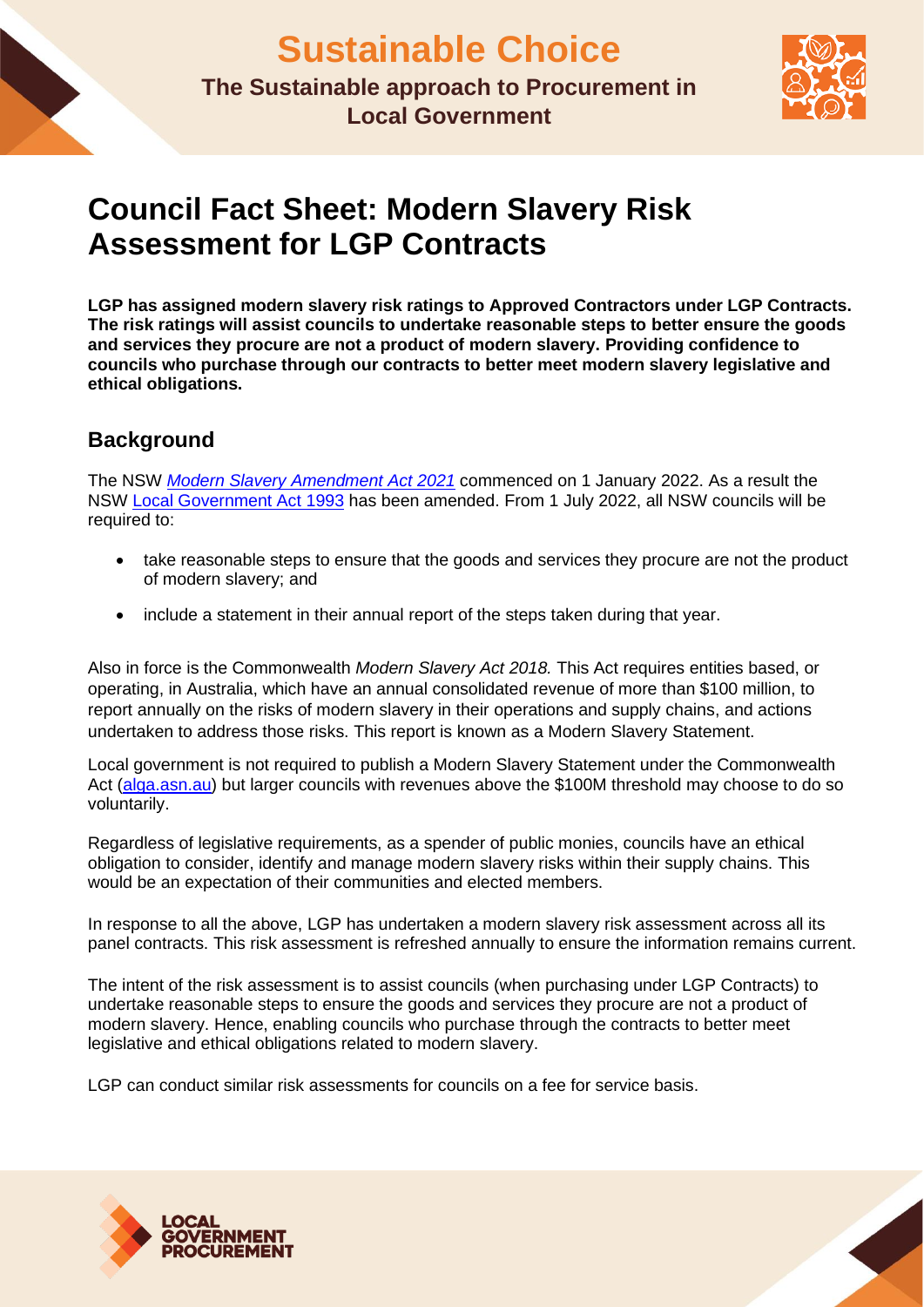# Sustainable Choice

**The Sustainable approach to Procurement in Local Government**

# Council Fact Sheet: Modern Slavery Risk Assessment for LGP Contracts

**LGP has assigned modern slavery risk ratings to Approved Contractors under LGP Contracts. The risk ratings will assist councils to undertake reasonable steps to better ensure the goods and services they procure are not a product of modern slavery. Providing confidence to councils who purchase through our contracts to better meet modern slavery legislative and ethical obligations.**

## Background

The NSW [*Modern Slavery Amendment Act 2021*]() commenced on 1 January 2022. As a result the NSW [Local Government Act 1993]() has been amended. From 1 July 2022, all NSW councils will be required to:

- take reasonable steps to ensure that the goods and services they procure are not the product of modern slavery; and
- include a statement in their annual report of the steps taken during that year.

Also in force is the Commonwealth *Modern Slavery Act 2018.* This Act requires entities based, or operating, in Australia, which have an annual consolidated revenue of more than $100 million, to report annually on the risks of modern slavery in their operations and supply chains, and actions undertaken to address those risks. This report is known as a Modern Slavery Statement.

Local government is not required to publish a Modern Slavery Statement under the Commonwealth Act ([alga.asn.au]()) but larger councils with revenues above the $100M threshold may choose to do so voluntarily.

Regardless of legislative requirements, as a spender of public monies, councils have an ethical obligation to consider, identify and manage modern slavery risks within their supply chains. This would be an expectation of their communities and elected members.

In response to all the above, LGP has undertaken a modern slavery risk assessment across all its panel contracts. This risk assessment is refreshed annually to ensure the information remains current.

The intent of the risk assessment is to assist councils (when purchasing under LGP Contracts) to undertake reasonable steps to ensure the goods and services they procure are not a product of modern slavery. Hence, enabling councils who purchase through the contracts to better meet legislative and ethical obligations related to modern slavery.

LGP can conduct similar risk assessments for councils on a fee for service basis.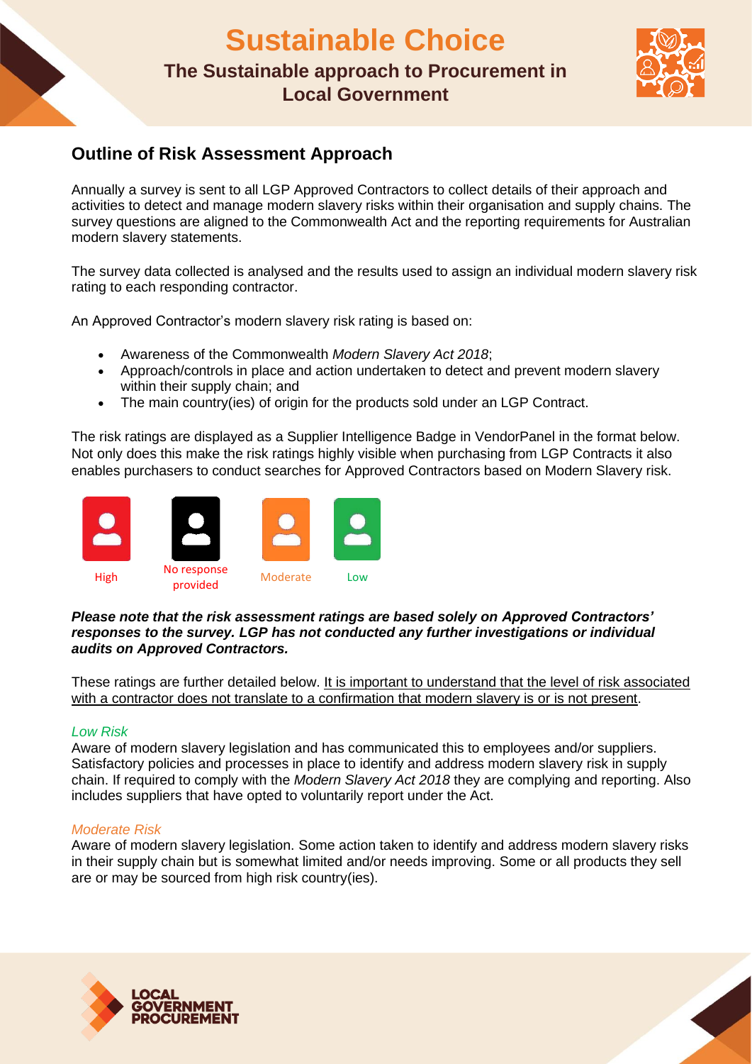# Sustainable Choice

## The Sustainable approach to Procurement in Local Government

## Outline of Risk Assessment Approach

Annually a survey is sent to all LGP Approved Contractors to collect details of their approach and activities to detect and manage modern slavery risks within their organisation and supply chains. The survey questions are aligned to the Commonwealth Act and the reporting requirements for Australian modern slavery statements.

The survey data collected is analysed and the results used to assign an individual modern slavery risk rating to each responding contractor.

An Approved Contractor's modern slavery risk rating is based on:

- Awareness of the Commonwealth *Modern Slavery Act 2018*;
- Approach/controls in place and action undertaken to detect and prevent modern slavery within their supply chain; and
- The main country(ies) of origin for the products sold under an LGP Contract.

The risk ratings are displayed as a Supplier Intelligence Badge in VendorPanel in the format below. Not only does this make the risk ratings highly visible when purchasing from LGP Contracts it also enables purchasers to conduct searches for Approved Contractors based on Modern Slavery risk.

High | No response provided | Moderate | Low

***Please note that the risk assessment ratings are based solely on Approved Contractors' responses to the survey. LGP has not conducted any further investigations or individual audits on Approved Contractors.***

These ratings are further detailed below. <u>It is important to understand that the level of risk associated with a contractor does not translate to a confirmation that modern slavery is or is not present</u>.

*Low Risk*

Aware of modern slavery legislation and has communicated this to employees and/or suppliers. Satisfactory policies and processes in place to identify and address modern slavery risk in supply chain. If required to comply with the *Modern Slavery Act 2018* they are complying and reporting. Also includes suppliers that have opted to voluntarily report under the Act.

*Moderate Risk*

Aware of modern slavery legislation. Some action taken to identify and address modern slavery risks in their supply chain but is somewhat limited and/or needs improving. Some or all products they sell are or may be sourced from high risk country(ies).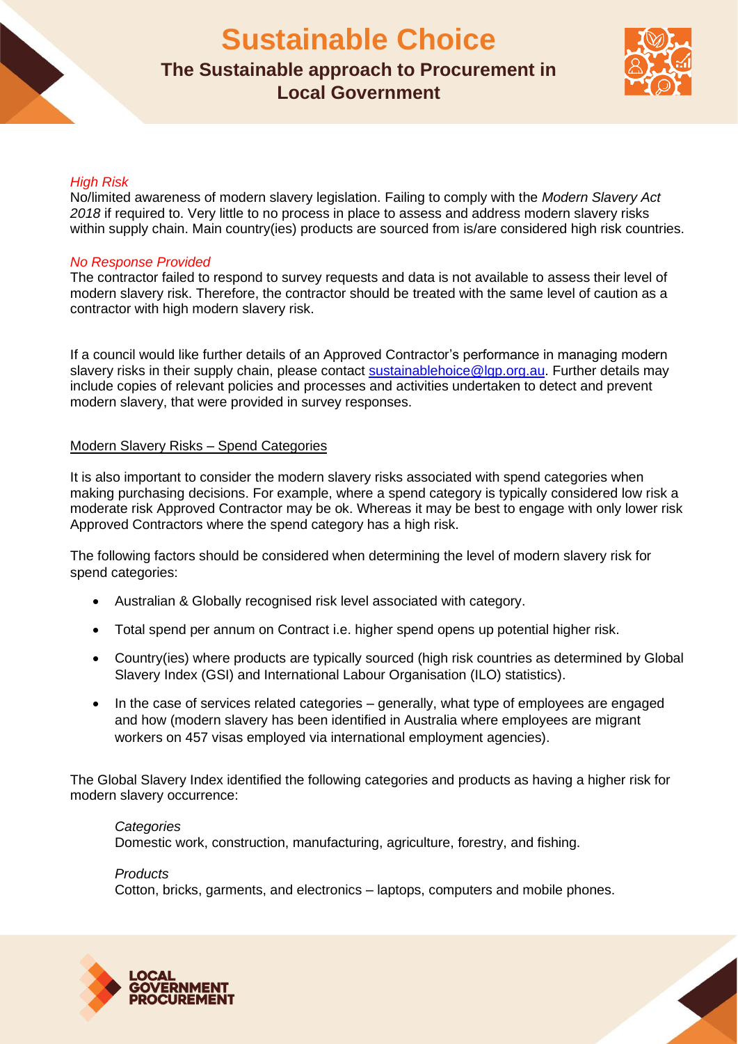*High Risk*
No/limited awareness of modern slavery legislation. Failing to comply with the *Modern Slavery Act 2018* if required to. Very little to no process in place to assess and address modern slavery risks within supply chain. Main country(ies) products are sourced from is/are considered high risk countries.

*No Response Provided*
The contractor failed to respond to survey requests and data is not available to assess their level of modern slavery risk. Therefore, the contractor should be treated with the same level of caution as a contractor with high modern slavery risk.

If a council would like further details of an Approved Contractor's performance in managing modern slavery risks in their supply chain, please contact sustainablehoice@lgp.org.au. Further details may include copies of relevant policies and processes and activities undertaken to detect and prevent modern slavery, that were provided in survey responses.

## Modern Slavery Risks – Spend Categories

It is also important to consider the modern slavery risks associated with spend categories when making purchasing decisions. For example, where a spend category is typically considered low risk a moderate risk Approved Contractor may be ok. Whereas it may be best to engage with only lower risk Approved Contractors where the spend category has a high risk.

The following factors should be considered when determining the level of modern slavery risk for spend categories:

- Australian & Globally recognised risk level associated with category.
- Total spend per annum on Contract i.e. higher spend opens up potential higher risk.
- Country(ies) where products are typically sourced (high risk countries as determined by Global Slavery Index (GSI) and International Labour Organisation (ILO) statistics).
- In the case of services related categories – generally, what type of employees are engaged and how (modern slavery has been identified in Australia where employees are migrant workers on 457 visas employed via international employment agencies).

The Global Slavery Index identified the following categories and products as having a higher risk for modern slavery occurrence:

*Categories*
Domestic work, construction, manufacturing, agriculture, forestry, and fishing.

*Products*
Cotton, bricks, garments, and electronics – laptops, computers and mobile phones.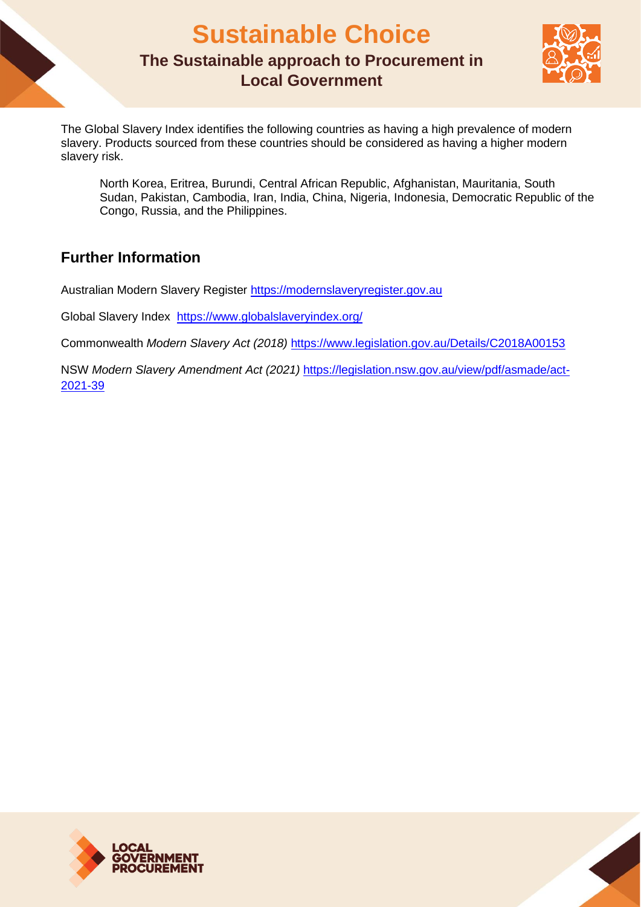The Global Slavery Index identifies the following countries as having a high prevalence of modern slavery. Products sourced from these countries should be considered as having a higher modern slavery risk.

> North Korea, Eritrea, Burundi, Central African Republic, Afghanistan, Mauritania, South Sudan, Pakistan, Cambodia, Iran, India, China, Nigeria, Indonesia, Democratic Republic of the Congo, Russia, and the Philippines.

## Further Information

Australian Modern Slavery Register https://modernslaveryregister.gov.au

Global Slavery Index https://www.globalslaveryindex.org/

Commonwealth *Modern Slavery Act (2018)* https://www.legislation.gov.au/Details/C2018A00153

NSW *Modern Slavery Amendment Act (2021)* https://legislation.nsw.gov.au/view/pdf/asmade/act-2021-39